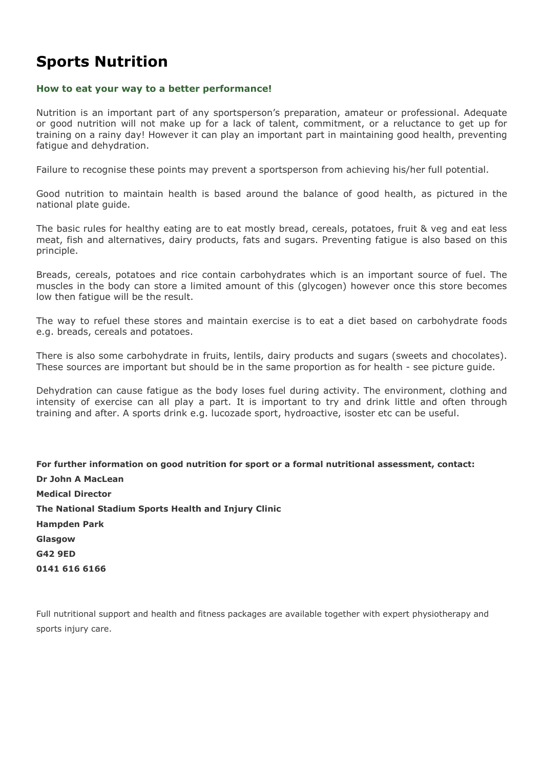# Sports Nutrition

**How to eat your way to a better performance!**

Nutrition is an important part of any sportsperson's preparation, amateur or professional. Adequate or good nutrition will not make up for a lack of talent, commitment, or a reluctance to get up for training on a rainy day! However it can play an important part in maintaining good health, preventing fatigue and dehydration.

Failure to recognise these points may prevent a sportsperson from achieving his/her full potential.

Good nutrition to maintain health is based around the balance of good health, as pictured in the national plate guide.

The basic rules for healthy eating are to eat mostly bread, cereals, potatoes, fruit & veg and eat less meat, fish and alternatives, dairy products, fats and sugars. Preventing fatigue is also based on this principle.

Breads, cereals, potatoes and rice contain carbohydrates which is an important source of fuel. The muscles in the body can store a limited amount of this (glycogen) however once this store becomes low then fatigue will be the result.

The way to refuel these stores and maintain exercise is to eat a diet based on carbohydrate foods e.g. breads, cereals and potatoes.

There is also some carbohydrate in fruits, lentils, dairy products and sugars (sweets and chocolates). These sources are important but should be in the same proportion as for health - see picture guide.

Dehydration can cause fatigue as the body loses fuel during activity. The environment, clothing and intensity of exercise can all play a part. It is important to try and drink little and often through training and after. A sports drink e.g. lucozade sport, hydroactive, isoster etc can be useful.

**For further information on good nutrition for sport or a formal nutritional assessment, contact:**

**Dr John A MacLean**

**Medical Director**

**The National Stadium Sports Health and Injury Clinic**

**Hampden Park**

**Glasgow**

**G42 9ED**

**0141 616 6166**

Full nutritional support and health and fitness packages are available together with expert physiotherapy and sports injury care.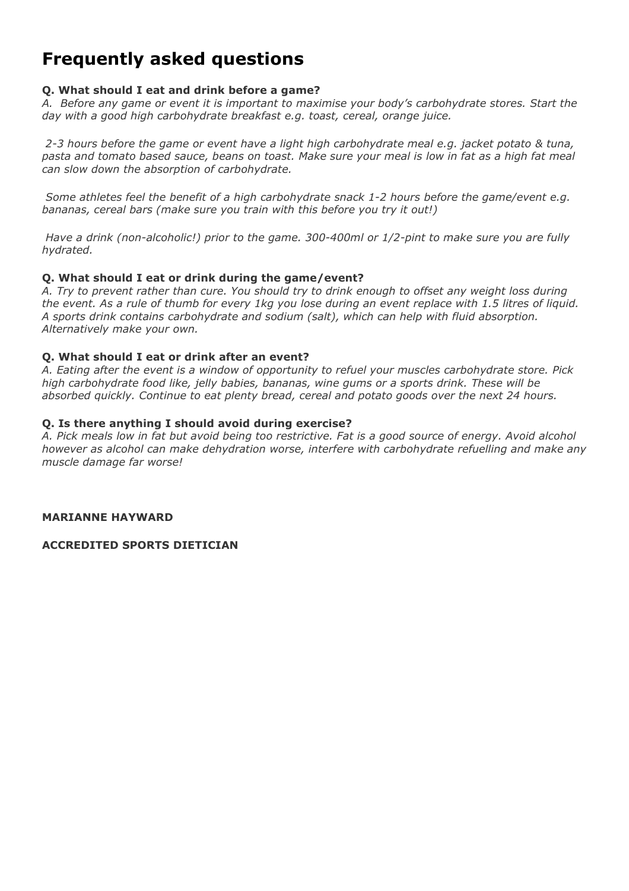# Frequently asked questions

**Q. What should I eat and drink before a game?**

*A. Before any game or event it is important to maximise your body's carbohydrate stores. Start the day with a good high carbohydrate breakfast e.g. toast, cereal, orange juice.*

*2-3 hours before the game or event have a light high carbohydrate meal e.g. jacket potato & tuna, pasta and tomato based sauce, beans on toast. Make sure your meal is low in fat as a high fat meal can slow down the absorption of carbohydrate.*

*Some athletes feel the benefit of a high carbohydrate snack 1-2 hours before the game/event e.g. bananas, cereal bars (make sure you train with this before you try it out!)*

*Have a drink (non-alcoholic!) prior to the game. 300-400ml or 1/2-pint to make sure you are fully hydrated.*

**Q. What should I eat or drink during the game/event?**

*A. Try to prevent rather than cure. You should try to drink enough to offset any weight loss during the event. As a rule of thumb for every 1kg you lose during an event replace with 1.5 litres of liquid. A sports drink contains carbohydrate and sodium (salt), which can help with fluid absorption. Alternatively make your own.*

**Q. What should I eat or drink after an event?**

*A. Eating after the event is a window of opportunity to refuel your muscles carbohydrate store. Pick high carbohydrate food like, jelly babies, bananas, wine gums or a sports drink. These will be absorbed quickly. Continue to eat plenty bread, cereal and potato goods over the next 24 hours.*

**Q. Is there anything I should avoid during exercise?**

*A. Pick meals low in fat but avoid being too restrictive. Fat is a good source of energy. Avoid alcohol however as alcohol can make dehydration worse, interfere with carbohydrate refuelling and make any muscle damage far worse!*

**MARIANNE HAYWARD**

**ACCREDITED SPORTS DIETICIAN**